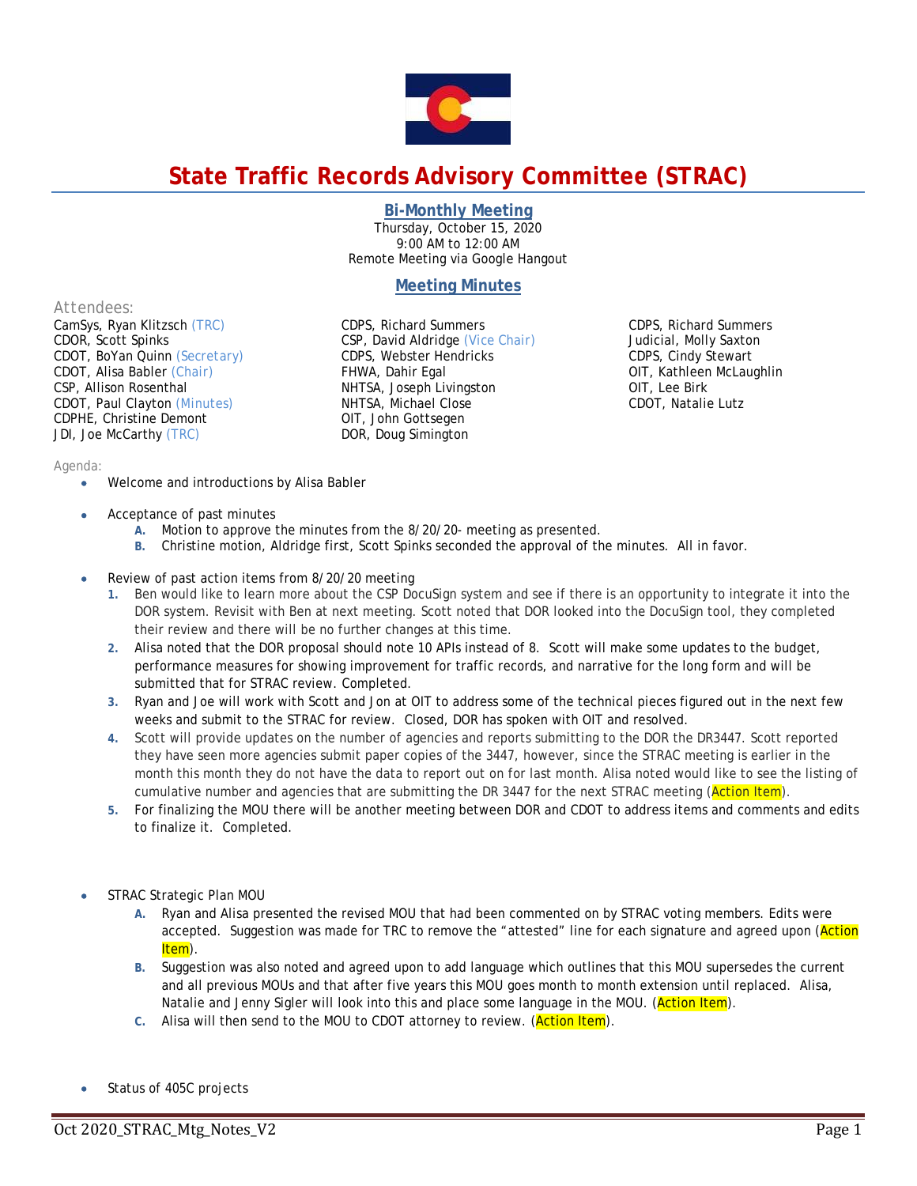# State Traffic Records Advisory Committee (STRAC)

## Bi-Monthly Meeting

Thursday, October 15, 2020
9:00 AM to 12:00 AM
Remote Meeting via Google Hangout

## Meeting Minutes

Attendees:

CamSys, Ryan Klitzsch (TRC)
CDOR, Scott Spinks
CDOT, BoYan Quinn (Secretary)
CDOT, Alisa Babler (Chair)
CSP, Allison Rosenthal
CDOT, Paul Clayton (Minutes)
CDPHE, Christine Demont
JDI, Joe McCarthy (TRC)
CDPS, Richard Summers
CSP, David Aldridge (Vice Chair)
CDPS, Webster Hendricks
FHWA, Dahir Egal
NHTSA, Joseph Livingston
NHTSA, Michael Close
OIT, John Gottsegen
DOR, Doug Simington
CDPS, Richard Summers
Judicial, Molly Saxton
CDPS, Cindy Stewart
OIT, Kathleen McLaughlin
OIT, Lee Birk
CDOT, Natalie Lutz

Agenda:

- Welcome and introductions by Alisa Babler

- Acceptance of past minutes
  - A. Motion to approve the minutes from the 8/20/20- meeting as presented.
  - B. Christine motion, Aldridge first, Scott Spinks seconded the approval of the minutes. All in favor.

- Review of past action items from 8/20/20 meeting
  1. Ben would like to learn more about the CSP DocuSign system and see if there is an opportunity to integrate it into the DOR system. Revisit with Ben at next meeting. Scott noted that DOR looked into the DocuSign tool, they completed their review and there will be no further changes at this time.
  2. Alisa noted that the DOR proposal should note 10 APIs instead of 8. Scott will make some updates to the budget, performance measures for showing improvement for traffic records, and narrative for the long form and will be submitted that for STRAC review. Completed.
  3. Ryan and Joe will work with Scott and Jon at OIT to address some of the technical pieces figured out in the next few weeks and submit to the STRAC for review. Closed, DOR has spoken with OIT and resolved.
  4. Scott will provide updates on the number of agencies and reports submitting to the DOR the DR3447. Scott reported they have seen more agencies submit paper copies of the 3447, however, since the STRAC meeting is earlier in the month this month they do not have the data to report out on for last month. Alisa noted would like to see the listing of cumulative number and agencies that are submitting the DR 3447 for the next STRAC meeting (Action Item).
  5. For finalizing the MOU there will be another meeting between DOR and CDOT to address items and comments and edits to finalize it. Completed.

- STRAC Strategic Plan MOU
  - A. Ryan and Alisa presented the revised MOU that had been commented on by STRAC voting members. Edits were accepted. Suggestion was made for TRC to remove the "attested" line for each signature and agreed upon (Action Item).
  - B. Suggestion was also noted and agreed upon to add language which outlines that this MOU supersedes the current and all previous MOUs and that after five years this MOU goes month to month extension until replaced. Alisa, Natalie and Jenny Sigler will look into this and place some language in the MOU. (Action Item).
  - C. Alisa will then send to the MOU to CDOT attorney to review. (Action Item).

- Status of 405C projects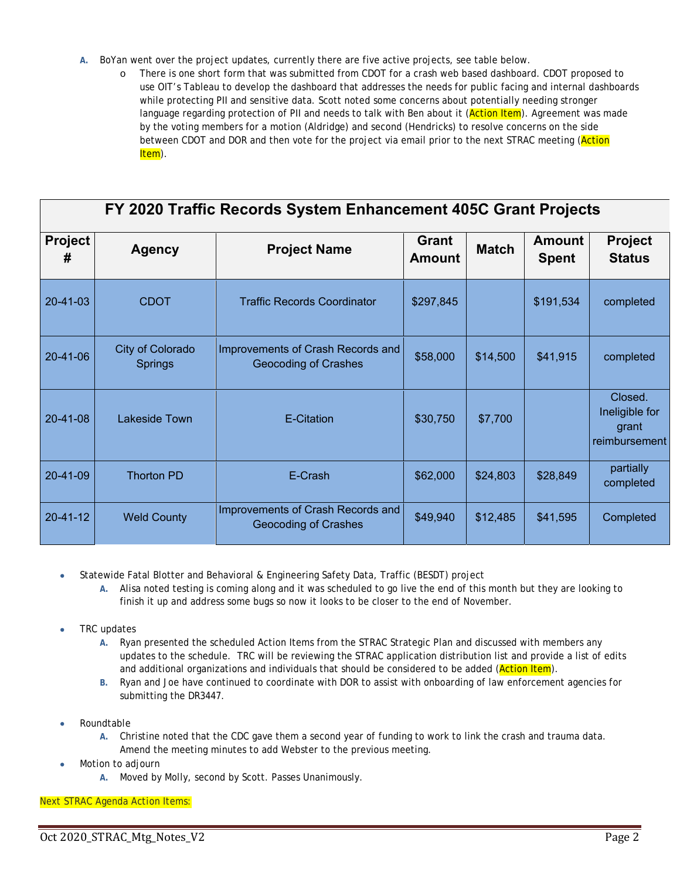A. BoYan went over the project updates, currently there are five active projects, see table below.
   - There is one short form that was submitted from CDOT for a crash web based dashboard. CDOT proposed to use OIT's Tableau to develop the dashboard that addresses the needs for public facing and internal dashboards while protecting PII and sensitive data. Scott noted some concerns about potentially needing stronger language regarding protection of PII and needs to talk with Ben about it (Action Item). Agreement was made by the voting members for a motion (Aldridge) and second (Hendricks) to resolve concerns on the side between CDOT and DOR and then vote for the project via email prior to the next STRAC meeting (Action Item).

| FY 2020 Traffic Records System Enhancement 405C Grant Projects | | | | | | |
|---|---|---|---|---|---|---|
| **Project #** | **Agency** | **Project Name** | **Grant Amount** | **Match** | **Amount Spent** | **Project Status** |
| 20-41-03 | CDOT | Traffic Records Coordinator | $297,845 | | $191,534 | completed |
| 20-41-06 | City of Colorado Springs | Improvements of Crash Records and Geocoding of Crashes | $58,000 | $14,500 | $41,915 | completed |
| 20-41-08 | Lakeside Town | E-Citation | $30,750 | $7,700 | | Closed. Ineligible for grant reimbursement |
| 20-41-09 | Thorton PD | E-Crash | $62,000 | $24,803 | $28,849 | partially completed |
| 20-41-12 | Weld County | Improvements of Crash Records and Geocoding of Crashes | $49,940 | $12,485 | $41,595 | Completed |

- Statewide Fatal Blotter and Behavioral & Engineering Safety Data, Traffic (BESDT) project
  A. Alisa noted testing is coming along and it was scheduled to go live the end of this month but they are looking to finish it up and address some bugs so now it looks to be closer to the end of November.

- TRC updates
  A. Ryan presented the scheduled Action Items from the STRAC Strategic Plan and discussed with members any updates to the schedule. TRC will be reviewing the STRAC application distribution list and provide a list of edits and additional organizations and individuals that should be considered to be added (Action Item).
  B. Ryan and Joe have continued to coordinate with DOR to assist with onboarding of law enforcement agencies for submitting the DR3447.

- Roundtable
  A. Christine noted that the CDC gave them a second year of funding to work to link the crash and trauma data. Amend the meeting minutes to add Webster to the previous meeting.
- Motion to adjourn
  A. Moved by Molly, second by Scott. Passes Unanimously.

Next STRAC Agenda Action Items: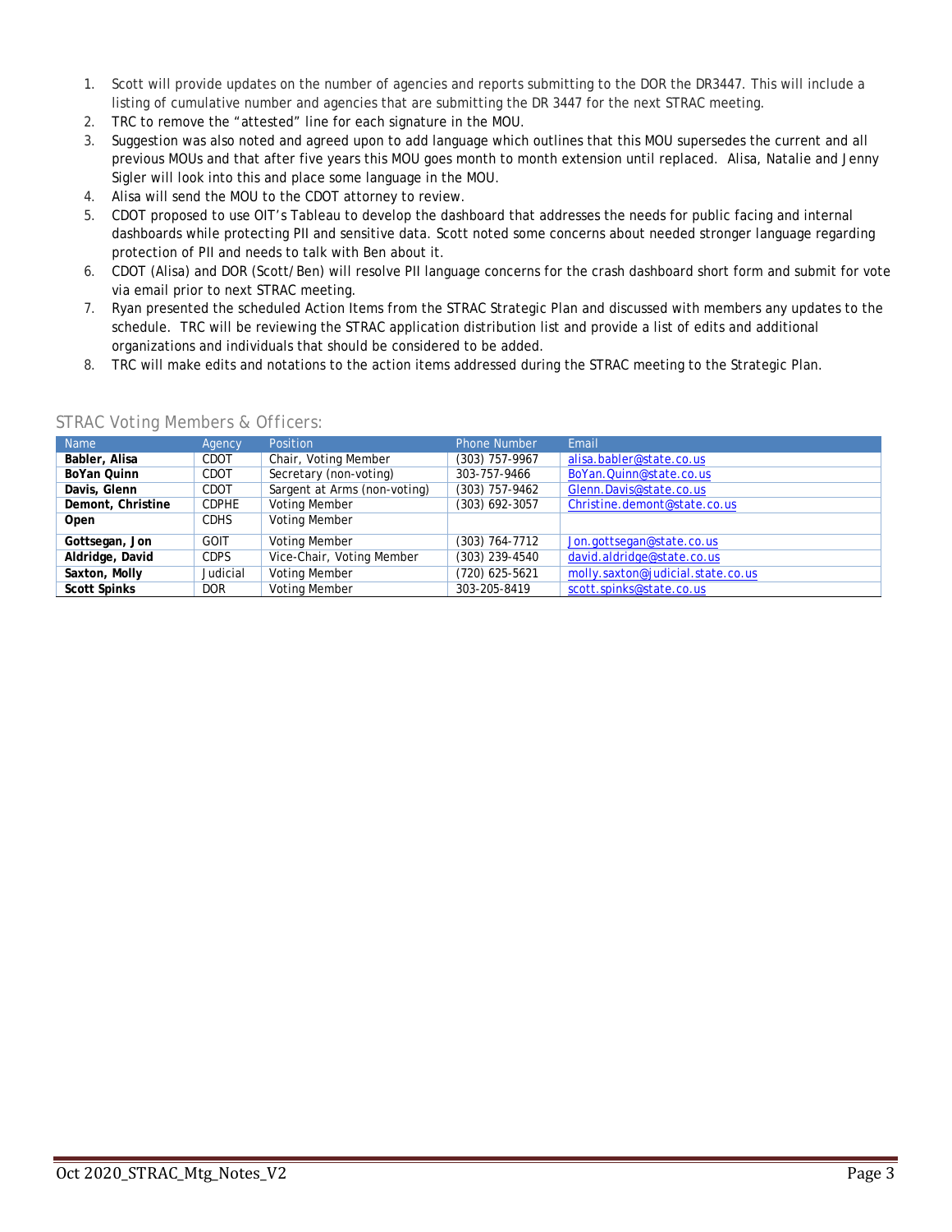1. Scott will provide updates on the number of agencies and reports submitting to the DOR the DR3447. This will include a listing of cumulative number and agencies that are submitting the DR 3447 for the next STRAC meeting.
2. TRC to remove the "attested" line for each signature in the MOU.
3. Suggestion was also noted and agreed upon to add language which outlines that this MOU supersedes the current and all previous MOUs and that after five years this MOU goes month to month extension until replaced. Alisa, Natalie and Jenny Sigler will look into this and place some language in the MOU.
4. Alisa will send the MOU to the CDOT attorney to review.
5. CDOT proposed to use OIT's Tableau to develop the dashboard that addresses the needs for public facing and internal dashboards while protecting PII and sensitive data. Scott noted some concerns about needed stronger language regarding protection of PII and needs to talk with Ben about it.
6. CDOT (Alisa) and DOR (Scott/Ben) will resolve PII language concerns for the crash dashboard short form and submit for vote via email prior to next STRAC meeting.
7. Ryan presented the scheduled Action Items from the STRAC Strategic Plan and discussed with members any updates to the schedule. TRC will be reviewing the STRAC application distribution list and provide a list of edits and additional organizations and individuals that should be considered to be added.
8. TRC will make edits and notations to the action items addressed during the STRAC meeting to the Strategic Plan.

## STRAC Voting Members & Officers:

| Name | Agency | Position | Phone Number | Email |
|---|---|---|---|---|
| **Babler, Alisa** | CDOT | Chair, Voting Member | (303) 757-9967 | alisa.babler@state.co.us |
| **BoYan Quinn** | CDOT | Secretary (non-voting) | 303-757-9466 | BoYan.Quinn@state.co.us |
| **Davis, Glenn** | CDOT | Sargent at Arms (non-voting) | (303) 757-9462 | Glenn.Davis@state.co.us |
| **Demont, Christine** | CDPHE | Voting Member | (303) 692-3057 | Christine.demont@state.co.us |
| **Open** | CDHS | Voting Member | | |
| **Gottsegan, Jon** | GOIT | Voting Member | (303) 764-7712 | Jon.gottsegan@state.co.us |
| **Aldridge, David** | CDPS | Vice-Chair, Voting Member | (303) 239-4540 | david.aldridge@state.co.us |
| **Saxton, Molly** | Judicial | Voting Member | (720) 625-5621 | molly.saxton@judicial.state.co.us |
| **Scott Spinks** | DOR | Voting Member | 303-205-8419 | scott.spinks@state.co.us |